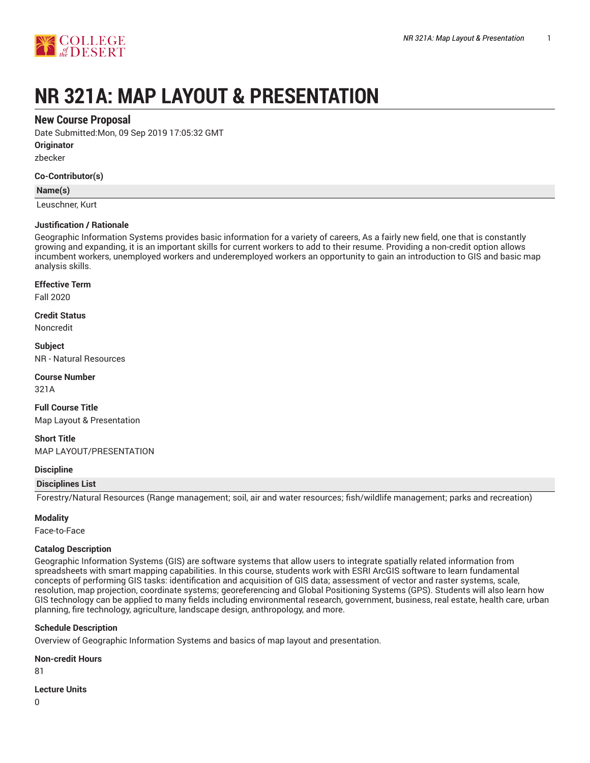# NR 321A: MAP LAYOUT & PRESENTATION

## New Course Proposal

Date Submitted:Mon, 09 Sep 2019 17:05:32 GMT

**Originator**

zbecker

**Co-Contributor(s)**

| Name(s) |
|---|
| Leuschner, Kurt |

**Justification / Rationale**

Geographic Information Systems provides basic information for a variety of careers, As a fairly new field, one that is constantly growing and expanding, it is an important skills for current workers to add to their resume. Providing a non-credit option allows incumbent workers, unemployed workers and underemployed workers an opportunity to gain an introduction to GIS and basic map analysis skills.

**Effective Term**

Fall 2020

**Credit Status**

Noncredit

**Subject**

NR - Natural Resources

**Course Number**

321A

**Full Course Title**

Map Layout & Presentation

**Short Title**

MAP LAYOUT/PRESENTATION

**Discipline**

| Disciplines List |
|---|
| Forestry/Natural Resources (Range management; soil, air and water resources; fish/wildlife management; parks and recreation) |

**Modality**

Face-to-Face

**Catalog Description**

Geographic Information Systems (GIS) are software systems that allow users to integrate spatially related information from spreadsheets with smart mapping capabilities. In this course, students work with ESRI ArcGIS software to learn fundamental concepts of performing GIS tasks: identification and acquisition of GIS data; assessment of vector and raster systems, scale, resolution, map projection, coordinate systems; georeferencing and Global Positioning Systems (GPS). Students will also learn how GIS technology can be applied to many fields including environmental research, government, business, real estate, health care, urban planning, fire technology, agriculture, landscape design, anthropology, and more.

**Schedule Description**

Overview of Geographic Information Systems and basics of map layout and presentation.

**Non-credit Hours**

81

**Lecture Units**

0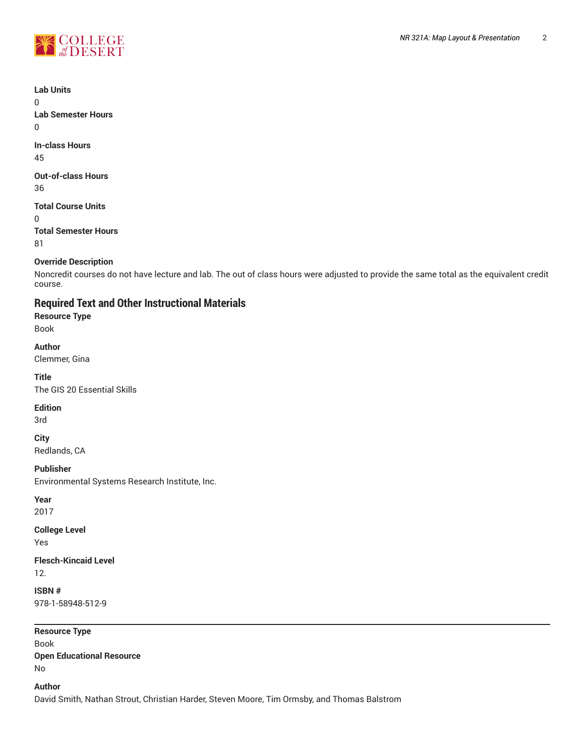**Lab Units**
0
**Lab Semester Hours**
0

**In-class Hours**
45

**Out-of-class Hours**
36

**Total Course Units**
0
**Total Semester Hours**
81

**Override Description**
Noncredit courses do not have lecture and lab. The out of class hours were adjusted to provide the same total as the equivalent credit course.

## Required Text and Other Instructional Materials

**Resource Type**
Book

**Author**
Clemmer, Gina

**Title**
The GIS 20 Essential Skills

**Edition**
3rd

**City**
Redlands, CA

**Publisher**
Environmental Systems Research Institute, Inc.

**Year**
2017

**College Level**
Yes

**Flesch-Kincaid Level**
12.

**ISBN #**
978-1-58948-512-9

---

**Resource Type**
Book
**Open Educational Resource**
No

**Author**
David Smith, Nathan Strout, Christian Harder, Steven Moore, Tim Ormsby, and Thomas Balstrom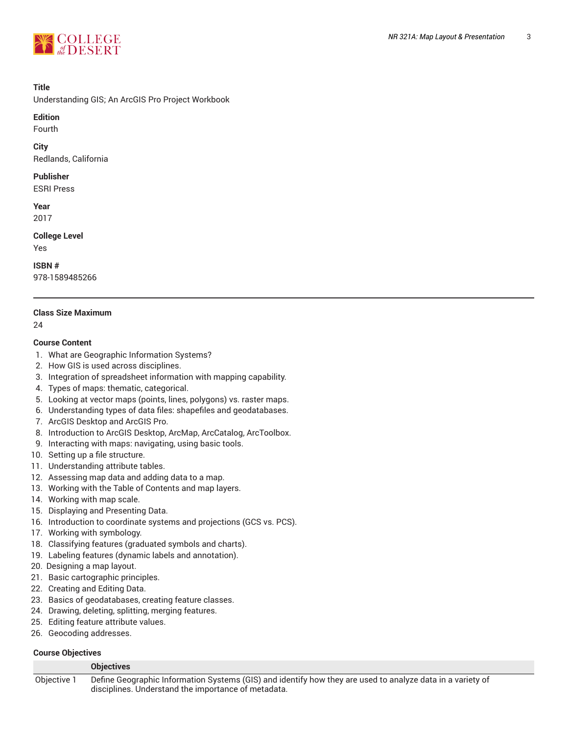**Title**
Understanding GIS; An ArcGIS Pro Project Workbook

**Edition**
Fourth

**City**
Redlands, California

**Publisher**
ESRI Press

**Year**
2017

**College Level**
Yes

**ISBN #**
978-1589485266

---

**Class Size Maximum**
24

**Course Content**

1. What are Geographic Information Systems?
2. How GIS is used across disciplines.
3. Integration of spreadsheet information with mapping capability.
4. Types of maps: thematic, categorical.
5. Looking at vector maps (points, lines, polygons) vs. raster maps.
6. Understanding types of data files: shapefiles and geodatabases.
7. ArcGIS Desktop and ArcGIS Pro.
8. Introduction to ArcGIS Desktop, ArcMap, ArcCatalog, ArcToolbox.
9. Interacting with maps: navigating, using basic tools.
10. Setting up a file structure.
11. Understanding attribute tables.
12. Assessing map data and adding data to a map.
13. Working with the Table of Contents and map layers.
14. Working with map scale.
15. Displaying and Presenting Data.
16. Introduction to coordinate systems and projections (GCS vs. PCS).
17. Working with symbology.
18. Classifying features (graduated symbols and charts).
19. Labeling features (dynamic labels and annotation).
20. Designing a map layout.
21. Basic cartographic principles.
22. Creating and Editing Data.
23. Basics of geodatabases, creating feature classes.
24. Drawing, deleting, splitting, merging features.
25. Editing feature attribute values.
26. Geocoding addresses.

**Course Objectives**

| | Objectives |
|---|---|
| Objective 1 | Define Geographic Information Systems (GIS) and identify how they are used to analyze data in a variety of disciplines. Understand the importance of metadata. |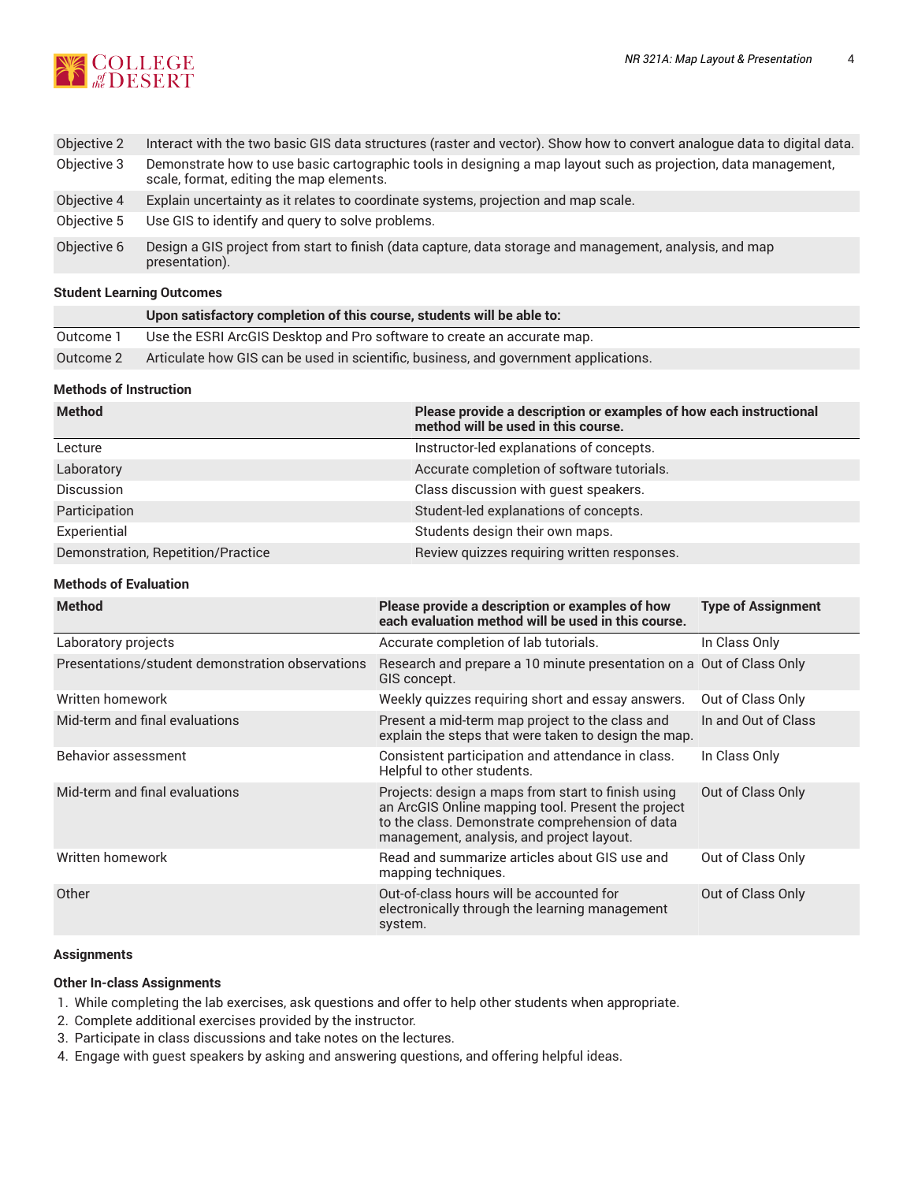| | |
|---|---|
| Objective 2 | Interact with the two basic GIS data structures (raster and vector). Show how to convert analogue data to digital data. |
| Objective 3 | Demonstrate how to use basic cartographic tools in designing a map layout such as projection, data management, scale, format, editing the map elements. |
| Objective 4 | Explain uncertainty as it relates to coordinate systems, projection and map scale. |
| Objective 5 | Use GIS to identify and query to solve problems. |
| Objective 6 | Design a GIS project from start to finish (data capture, data storage and management, analysis, and map presentation). |

### Student Learning Outcomes

| | Upon satisfactory completion of this course, students will be able to: |
|---|---|
| Outcome 1 | Use the ESRI ArcGIS Desktop and Pro software to create an accurate map. |
| Outcome 2 | Articulate how GIS can be used in scientific, business, and government applications. |

### Methods of Instruction

| Method | Please provide a description or examples of how each instructional method will be used in this course. |
|---|---|
| Lecture | Instructor-led explanations of concepts. |
| Laboratory | Accurate completion of software tutorials. |
| Discussion | Class discussion with guest speakers. |
| Participation | Student-led explanations of concepts. |
| Experiential | Students design their own maps. |
| Demonstration, Repetition/Practice | Review quizzes requiring written responses. |

### Methods of Evaluation

| Method | Please provide a description or examples of how each evaluation method will be used in this course. | Type of Assignment |
|---|---|---|
| Laboratory projects | Accurate completion of lab tutorials. | In Class Only |
| Presentations/student demonstration observations | Research and prepare a 10 minute presentation on a GIS concept. | Out of Class Only |
| Written homework | Weekly quizzes requiring short and essay answers. | Out of Class Only |
| Mid-term and final evaluations | Present a mid-term map project to the class and explain the steps that were taken to design the map. | In and Out of Class |
| Behavior assessment | Consistent participation and attendance in class. Helpful to other students. | In Class Only |
| Mid-term and final evaluations | Projects: design a maps from start to finish using an ArcGIS Online mapping tool. Present the project to the class. Demonstrate comprehension of data management, analysis, and project layout. | Out of Class Only |
| Written homework | Read and summarize articles about GIS use and mapping techniques. | Out of Class Only |
| Other | Out-of-class hours will be accounted for electronically through the learning management system. | Out of Class Only |

### Assignments

#### Other In-class Assignments

1. While completing the lab exercises, ask questions and offer to help other students when appropriate.
2. Complete additional exercises provided by the instructor.
3. Participate in class discussions and take notes on the lectures.
4. Engage with guest speakers by asking and answering questions, and offering helpful ideas.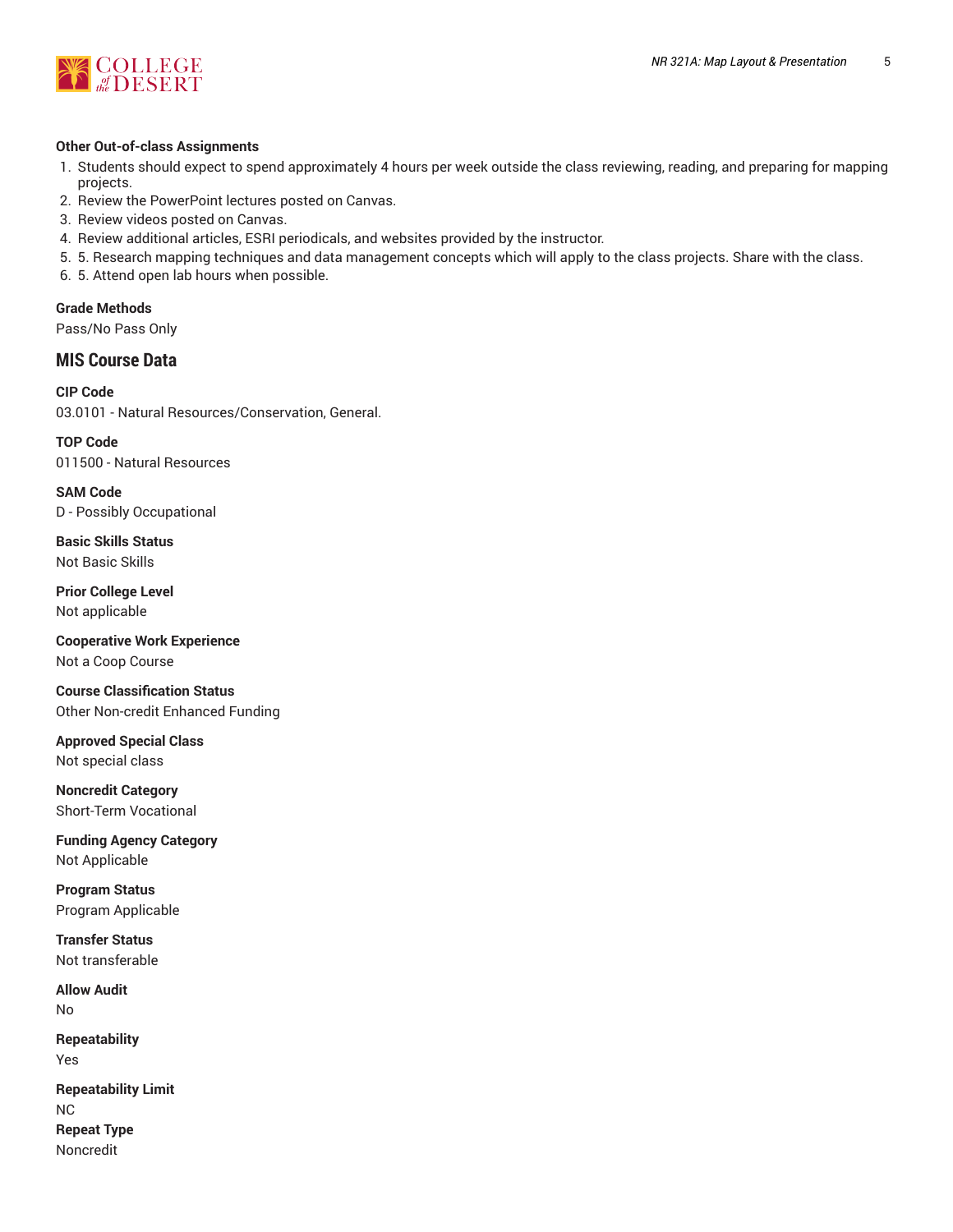**Other Out-of-class Assignments**

1. Students should expect to spend approximately 4 hours per week outside the class reviewing, reading, and preparing for mapping projects.
2. Review the PowerPoint lectures posted on Canvas.
3. Review videos posted on Canvas.
4. Review additional articles, ESRI periodicals, and websites provided by the instructor.
5. 5. Research mapping techniques and data management concepts which will apply to the class projects. Share with the class.
6. 5. Attend open lab hours when possible.

**Grade Methods**

Pass/No Pass Only

## MIS Course Data

**CIP Code**

03.0101 - Natural Resources/Conservation, General.

**TOP Code**

011500 - Natural Resources

**SAM Code**

D - Possibly Occupational

**Basic Skills Status**

Not Basic Skills

**Prior College Level**

Not applicable

**Cooperative Work Experience**

Not a Coop Course

**Course Classification Status**

Other Non-credit Enhanced Funding

**Approved Special Class**

Not special class

**Noncredit Category**

Short-Term Vocational

**Funding Agency Category**

Not Applicable

**Program Status**

Program Applicable

**Transfer Status**

Not transferable

**Allow Audit**

No

**Repeatability**

Yes

**Repeatability Limit**

NC

**Repeat Type**

Noncredit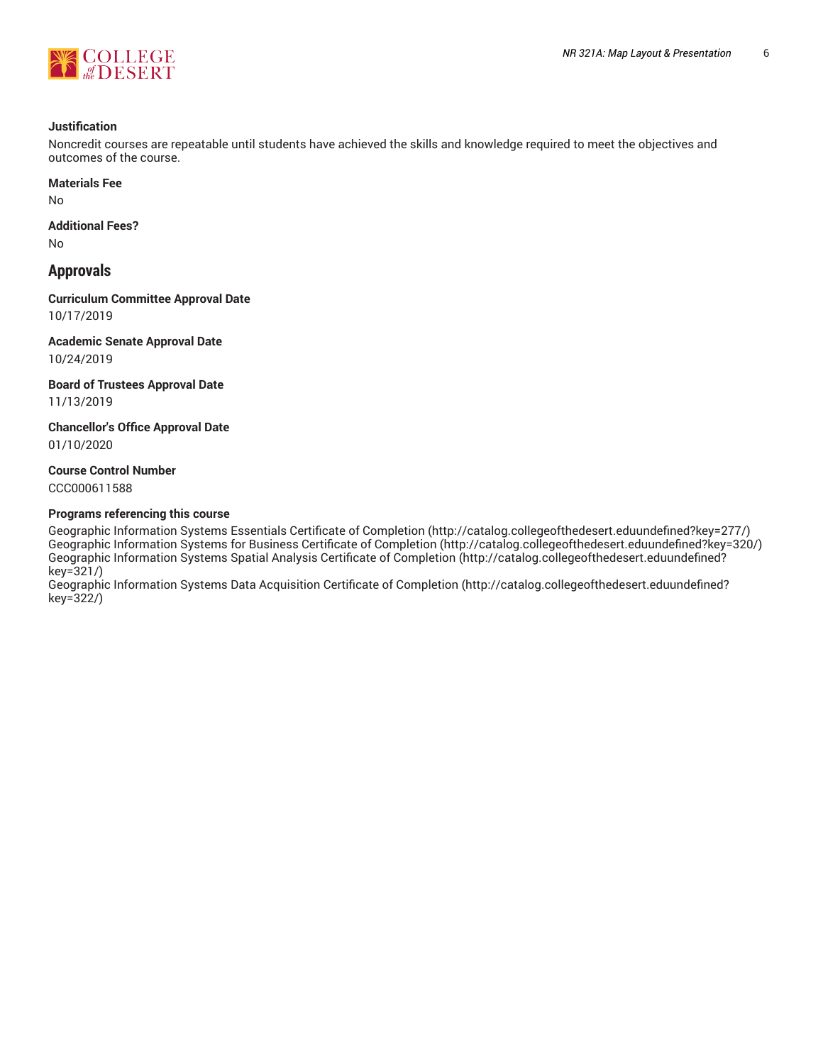**Justification**

Noncredit courses are repeatable until students have achieved the skills and knowledge required to meet the objectives and outcomes of the course.

**Materials Fee**

No

**Additional Fees?**

No

## Approvals

**Curriculum Committee Approval Date**

10/17/2019

**Academic Senate Approval Date**

10/24/2019

**Board of Trustees Approval Date**

11/13/2019

**Chancellor's Office Approval Date**

01/10/2020

**Course Control Number**

CCC000611588

**Programs referencing this course**

Geographic Information Systems Essentials Certificate of Completion (http://catalog.collegeofthedesert.eduundefined?key=277/)
Geographic Information Systems for Business Certificate of Completion (http://catalog.collegeofthedesert.eduundefined?key=320/)
Geographic Information Systems Spatial Analysis Certificate of Completion (http://catalog.collegeofthedesert.eduundefined?key=321/)
Geographic Information Systems Data Acquisition Certificate of Completion (http://catalog.collegeofthedesert.eduundefined?key=322/)